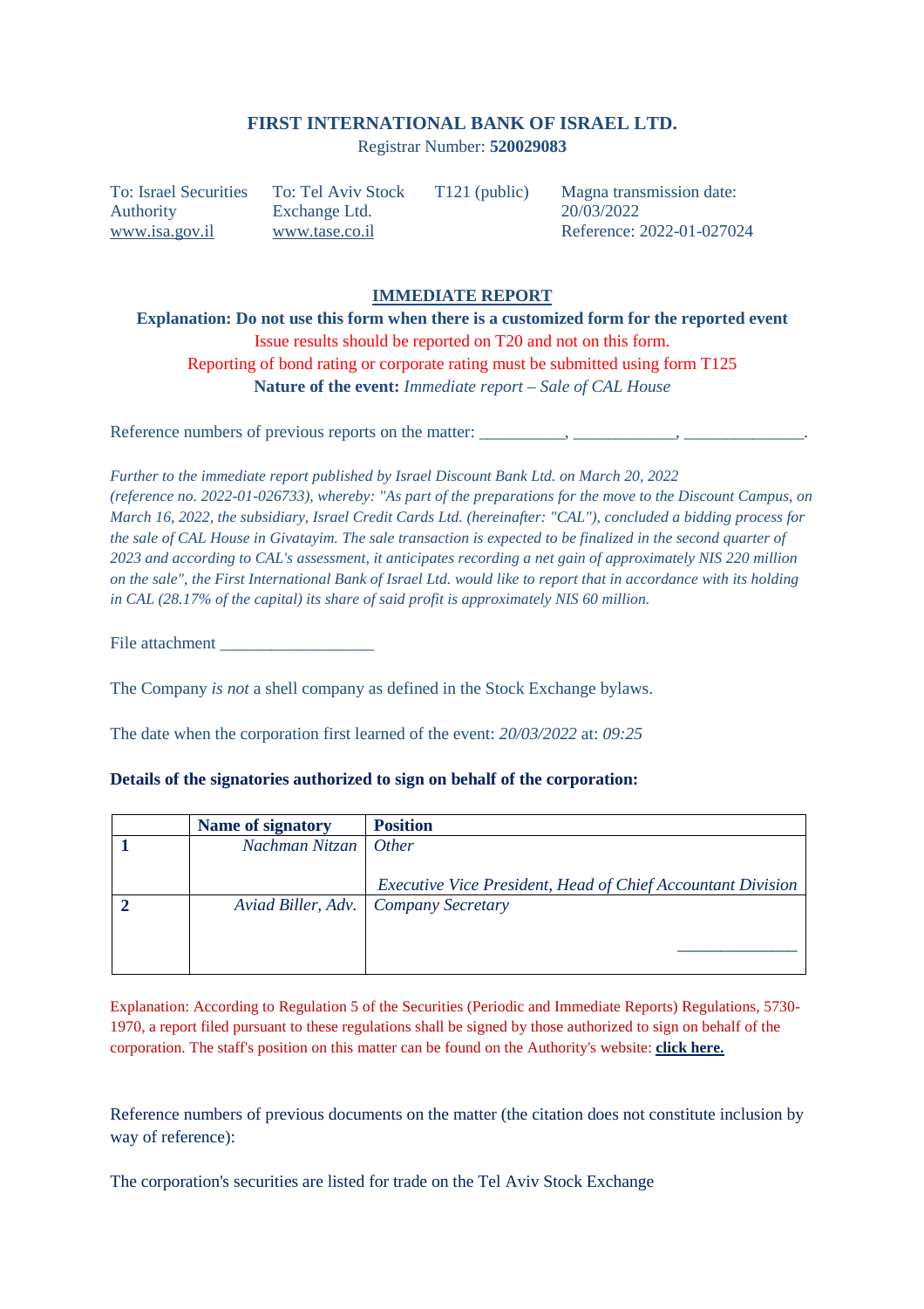# FIRST INTERNATIONAL BANK OF ISRAEL LTD.

Registrar Number: **520029083**

To: Israel Securities Authority
www.isa.gov.il

To: Tel Aviv Stock Exchange Ltd.
www.tase.co.il

T121 (public)

Magna transmission date: 20/03/2022
Reference: 2022-01-027024

## IMMEDIATE REPORT

**Explanation: Do not use this form when there is a customized form for the reported event**

Issue results should be reported on T20 and not on this form.

Reporting of bond rating or corporate rating must be submitted using form T125

**Nature of the event:** *Immediate report – Sale of CAL House*

Reference numbers of previous reports on the matter: __________, ____________, ______________.

*Further to the immediate report published by Israel Discount Bank Ltd. on March 20, 2022 (reference no. 2022-01-026733), whereby: "As part of the preparations for the move to the Discount Campus, on March 16, 2022, the subsidiary, Israel Credit Cards Ltd. (hereinafter: "CAL"), concluded a bidding process for the sale of CAL House in Givatayim. The sale transaction is expected to be finalized in the second quarter of 2023 and according to CAL's assessment, it anticipates recording a net gain of approximately NIS 220 million on the sale", the First International Bank of Israel Ltd. would like to report that in accordance with its holding in CAL (28.17% of the capital) its share of said profit is approximately NIS 60 million.*

File attachment __________________

The Company *is not* a shell company as defined in the Stock Exchange bylaws.

The date when the corporation first learned of the event: *20/03/2022* at: *09:25*

**Details of the signatories authorized to sign on behalf of the corporation:**

| | Name of signatory | Position |
|---|---|---|
| **1** | *Nachman Nitzan* | *Other* *Executive Vice President, Head of Chief Accountant Division* |
| **2** | *Aviad Biller, Adv.* | *Company Secretary* |

Explanation: According to Regulation 5 of the Securities (Periodic and Immediate Reports) Regulations, 5730-1970, a report filed pursuant to these regulations shall be signed by those authorized to sign on behalf of the corporation. The staff's position on this matter can be found on the Authority's website: **click here.**

Reference numbers of previous documents on the matter (the citation does not constitute inclusion by way of reference):

The corporation's securities are listed for trade on the Tel Aviv Stock Exchange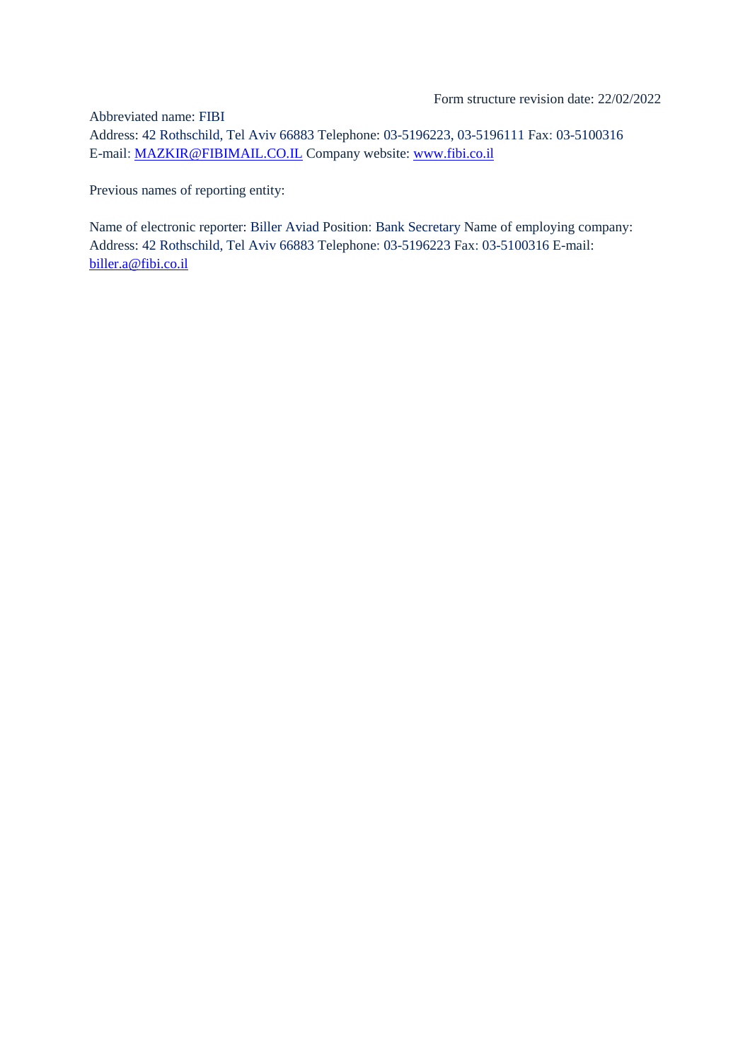Form structure revision date: 22/02/2022

Abbreviated name: FIBI
Address: 42 Rothschild, Tel Aviv 66883 Telephone: 03-5196223, 03-5196111 Fax: 03-5100316
E-mail: MAZKIR@FIBIMAIL.CO.IL Company website: www.fibi.co.il

Previous names of reporting entity:

Name of electronic reporter: Biller Aviad Position: Bank Secretary Name of employing company:
Address: 42 Rothschild, Tel Aviv 66883 Telephone: 03-5196223 Fax: 03-5100316 E-mail:
biller.a@fibi.co.il